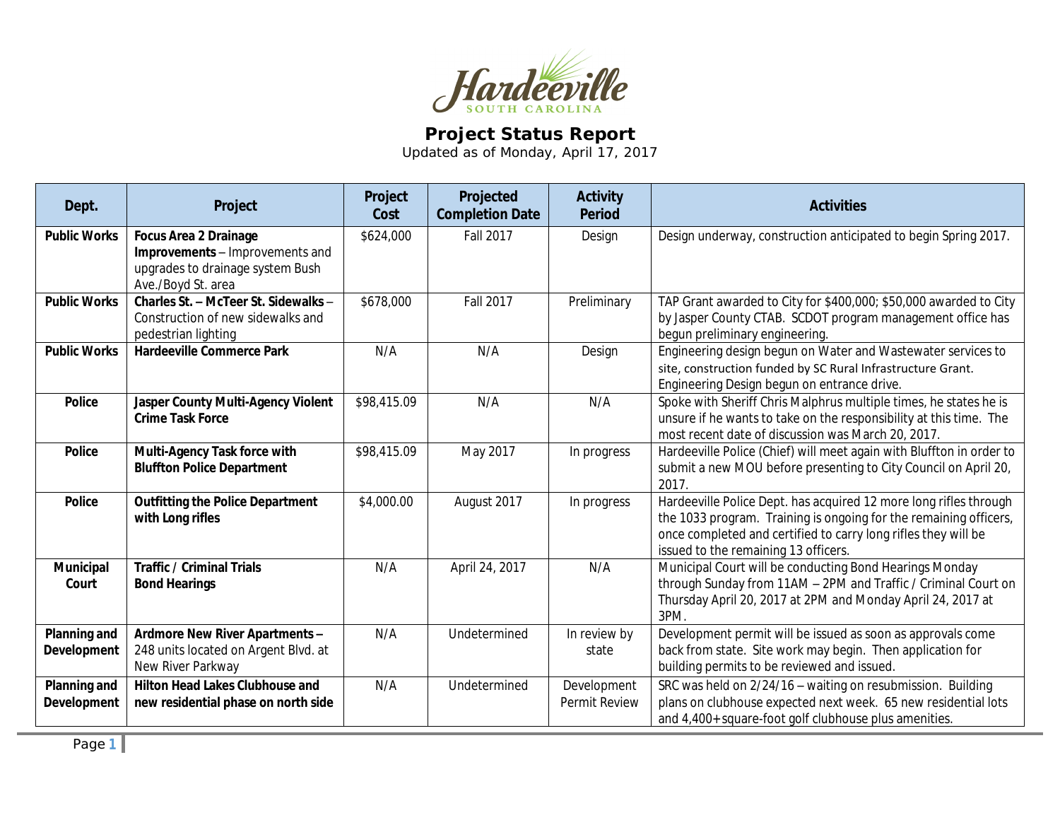# Project Status Report

Updated as of Monday, April 17, 2017

| Dept. | Project | Project Cost | Projected Completion Date | Activity Period | Activities |
|---|---|---|---|---|---|
| **Public Works** | **Focus Area 2 Drainage Improvements** – Improvements and upgrades to drainage system Bush Ave./Boyd St. area | $624,000 | Fall 2017 | Design | Design underway, construction anticipated to begin Spring 2017. |
| **Public Works** | **Charles St. – McTeer St. Sidewalks** – Construction of new sidewalks and pedestrian lighting | $678,000 | Fall 2017 | Preliminary | TAP Grant awarded to City for $400,000; $50,000 awarded to City by Jasper County CTAB. SCDOT program management office has begun preliminary engineering. |
| **Public Works** | **Hardeeville Commerce Park** | N/A | N/A | Design | Engineering design begun on Water and Wastewater services to site, construction funded by SC Rural Infrastructure Grant. Engineering Design begun on entrance drive. |
| **Police** | **Jasper County Multi-Agency Violent Crime Task Force** | $98,415.09 | N/A | N/A | Spoke with Sheriff Chris Malphrus multiple times, he states he is unsure if he wants to take on the responsibility at this time. The most recent date of discussion was March 20, 2017. |
| **Police** | **Multi-Agency Task force with Bluffton Police Department** | $98,415.09 | May 2017 | In progress | Hardeeville Police (Chief) will meet again with Bluffton in order to submit a new MOU before presenting to City Council on April 20, 2017. |
| **Police** | **Outfitting the Police Department with Long rifles** | $4,000.00 | August 2017 | In progress | Hardeeville Police Dept. has acquired 12 more long rifles through the 1033 program. Training is ongoing for the remaining officers, once completed and certified to carry long rifles they will be issued to the remaining 13 officers. |
| **Municipal Court** | **Traffic / Criminal Trials Bond Hearings** | N/A | April 24, 2017 | N/A | Municipal Court will be conducting Bond Hearings Monday through Sunday from 11AM – 2PM and Traffic / Criminal Court on Thursday April 20, 2017 at 2PM and Monday April 24, 2017 at 3PM. |
| **Planning and Development** | **Ardmore New River Apartments** – 248 units located on Argent Blvd. at New River Parkway | N/A | Undetermined | In review by state | Development permit will be issued as soon as approvals come back from state. Site work may begin. Then application for building permits to be reviewed and issued. |
| **Planning and Development** | **Hilton Head Lakes Clubhouse and new residential phase on north side** | N/A | Undetermined | Development Permit Review | SRC was held on 2/24/16 – waiting on resubmission. Building plans on clubhouse expected next week. 65 new residential lots and 4,400+ square-foot golf clubhouse plus amenities. |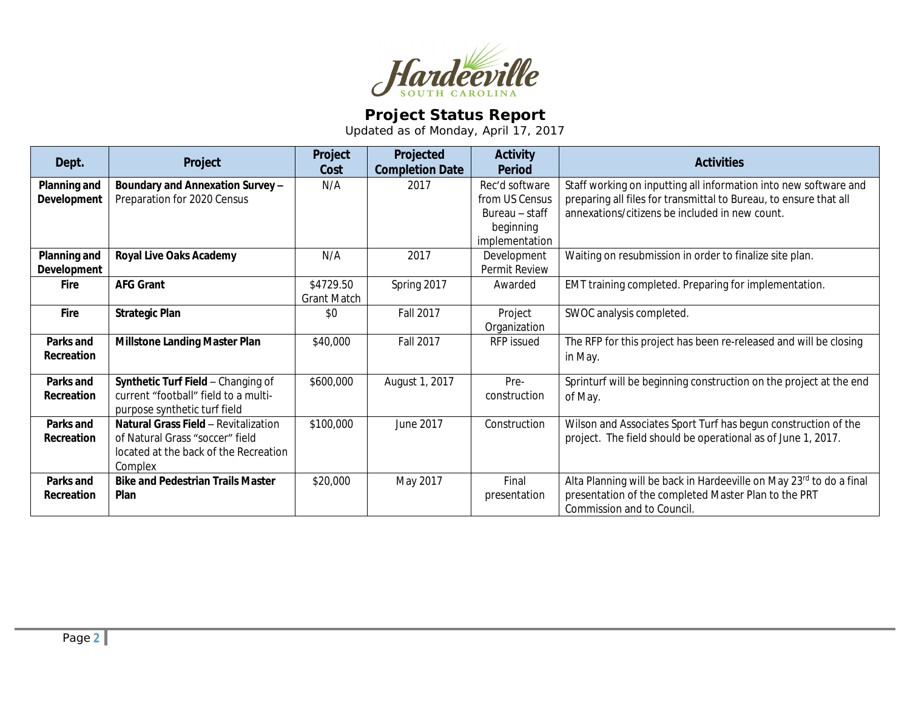# Project Status Report

Updated as of Monday, April 17, 2017

| Dept. | Project | Project Cost | Projected Completion Date | Activity Period | Activities |
|---|---|---|---|---|---|
| **Planning and Development** | **Boundary and Annexation Survey –** Preparation for 2020 Census | N/A | 2017 | Rec'd software from US Census Bureau – staff beginning implementation | Staff working on inputting all information into new software and preparing all files for transmittal to Bureau, to ensure that all annexations/citizens be included in new count. |
| **Planning and Development** | **Royal Live Oaks Academy** | N/A | 2017 | Development Permit Review | Waiting on resubmission in order to finalize site plan. |
| **Fire** | **AFG Grant** | $4729.50 Grant Match | Spring 2017 | Awarded | EMT training completed. Preparing for implementation. |
| **Fire** | **Strategic Plan** | $0 | Fall 2017 | Project Organization | SWOC analysis completed. |
| **Parks and Recreation** | **Millstone Landing Master Plan** | $40,000 | Fall 2017 | RFP issued | The RFP for this project has been re-released and will be closing in May. |
| **Parks and Recreation** | **Synthetic Turf Field** – Changing of current "football" field to a multi-purpose synthetic turf field | $600,000 | August 1, 2017 | Pre-construction | Sprinturf will be beginning construction on the project at the end of May. |
| **Parks and Recreation** | **Natural Grass Field** – Revitalization of Natural Grass "soccer" field located at the back of the Recreation Complex | $100,000 | June 2017 | Construction | Wilson and Associates Sport Turf has begun construction of the project. The field should be operational as of June 1, 2017. |
| **Parks and Recreation** | **Bike and Pedestrian Trails Master Plan** | $20,000 | May 2017 | Final presentation | Alta Planning will be back in Hardeeville on May 23rd to do a final presentation of the completed Master Plan to the PRT Commission and to Council. |